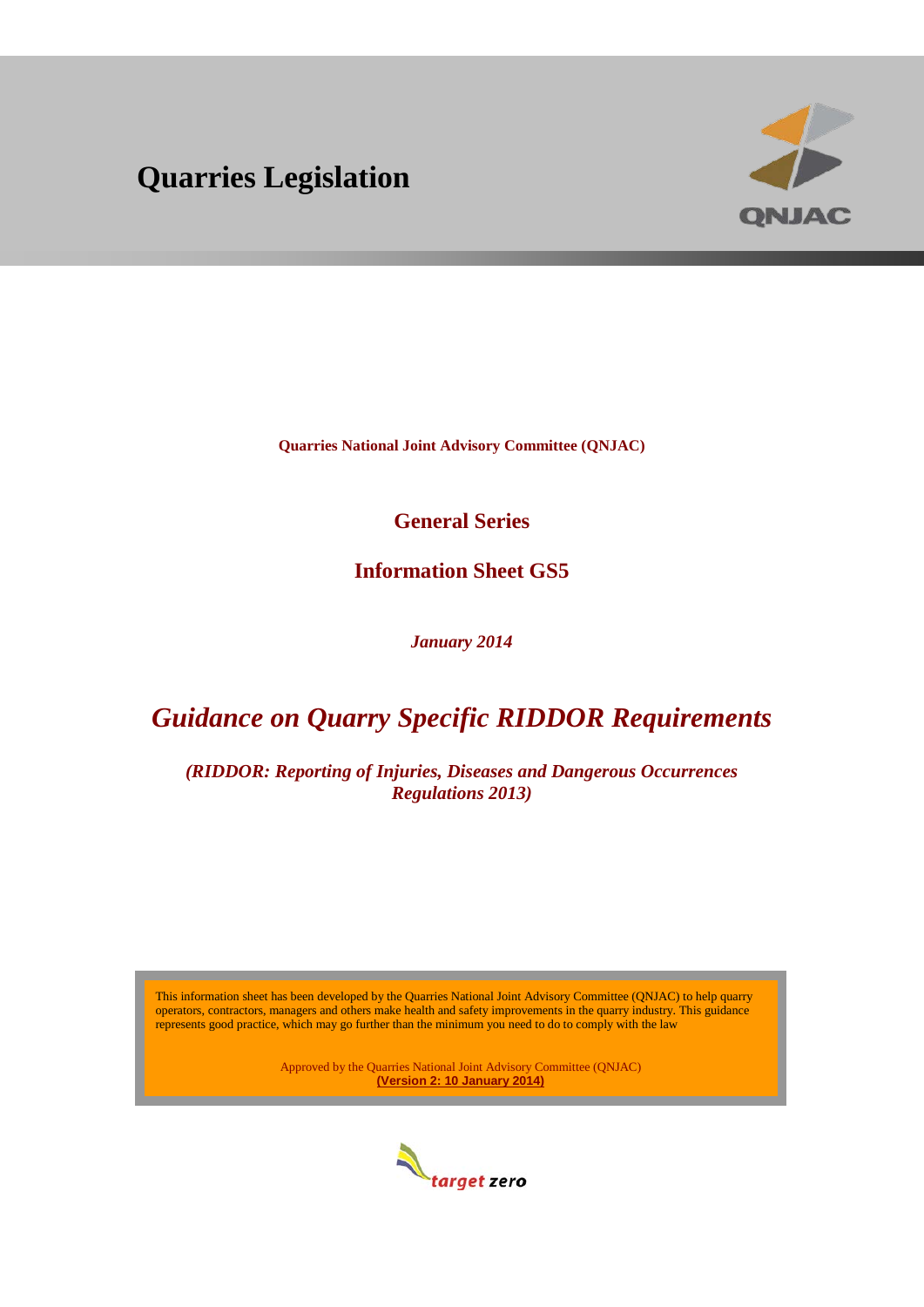# Quarries Legislation

**Quarries National Joint Advisory Committee (QNJAC)**

## General Series

## Information Sheet GS5

***January 2014***

# *Guidance on Quarry Specific RIDDOR Requirements*

***(RIDDOR: Reporting of Injuries, Diseases and Dangerous Occurrences Regulations 2013)***

This information sheet has been developed by the Quarries National Joint Advisory Committee (QNJAC) to help quarry operators, contractors, managers and others make health and safety improvements in the quarry industry. This guidance represents good practice, which may go further than the minimum you need to do to comply with the law

Approved by the Quarries National Joint Advisory Committee (QNJAC)
**(Version 2: 10 January 2014)**

*target zero*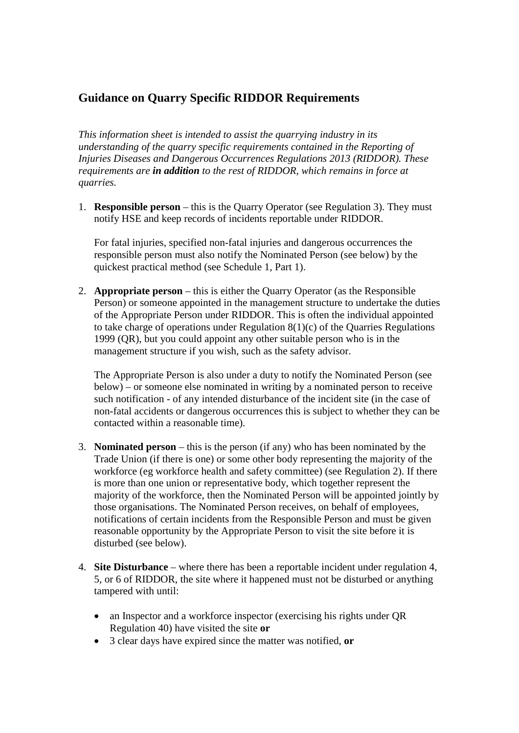## Guidance on Quarry Specific RIDDOR Requirements

*This information sheet is intended to assist the quarrying industry in its understanding of the quarry specific requirements contained in the Reporting of Injuries Diseases and Dangerous Occurrences Regulations 2013 (RIDDOR). These requirements are **in addition** to the rest of RIDDOR, which remains in force at quarries.*

1. **Responsible person** – this is the Quarry Operator (see Regulation 3). They must notify HSE and keep records of incidents reportable under RIDDOR.

   For fatal injuries, specified non-fatal injuries and dangerous occurrences the responsible person must also notify the Nominated Person (see below) by the quickest practical method (see Schedule 1, Part 1).

2. **Appropriate person** – this is either the Quarry Operator (as the Responsible Person) or someone appointed in the management structure to undertake the duties of the Appropriate Person under RIDDOR. This is often the individual appointed to take charge of operations under Regulation 8(1)(c) of the Quarries Regulations 1999 (QR), but you could appoint any other suitable person who is in the management structure if you wish, such as the safety advisor.

   The Appropriate Person is also under a duty to notify the Nominated Person (see below) – or someone else nominated in writing by a nominated person to receive such notification - of any intended disturbance of the incident site (in the case of non-fatal accidents or dangerous occurrences this is subject to whether they can be contacted within a reasonable time).

3. **Nominated person** – this is the person (if any) who has been nominated by the Trade Union (if there is one) or some other body representing the majority of the workforce (eg workforce health and safety committee) (see Regulation 2). If there is more than one union or representative body, which together represent the majority of the workforce, then the Nominated Person will be appointed jointly by those organisations. The Nominated Person receives, on behalf of employees, notifications of certain incidents from the Responsible Person and must be given reasonable opportunity by the Appropriate Person to visit the site before it is disturbed (see below).

4. **Site Disturbance** – where there has been a reportable incident under regulation 4, 5, or 6 of RIDDOR, the site where it happened must not be disturbed or anything tampered with until:

   - an Inspector and a workforce inspector (exercising his rights under QR Regulation 40) have visited the site **or**
   - 3 clear days have expired since the matter was notified, **or**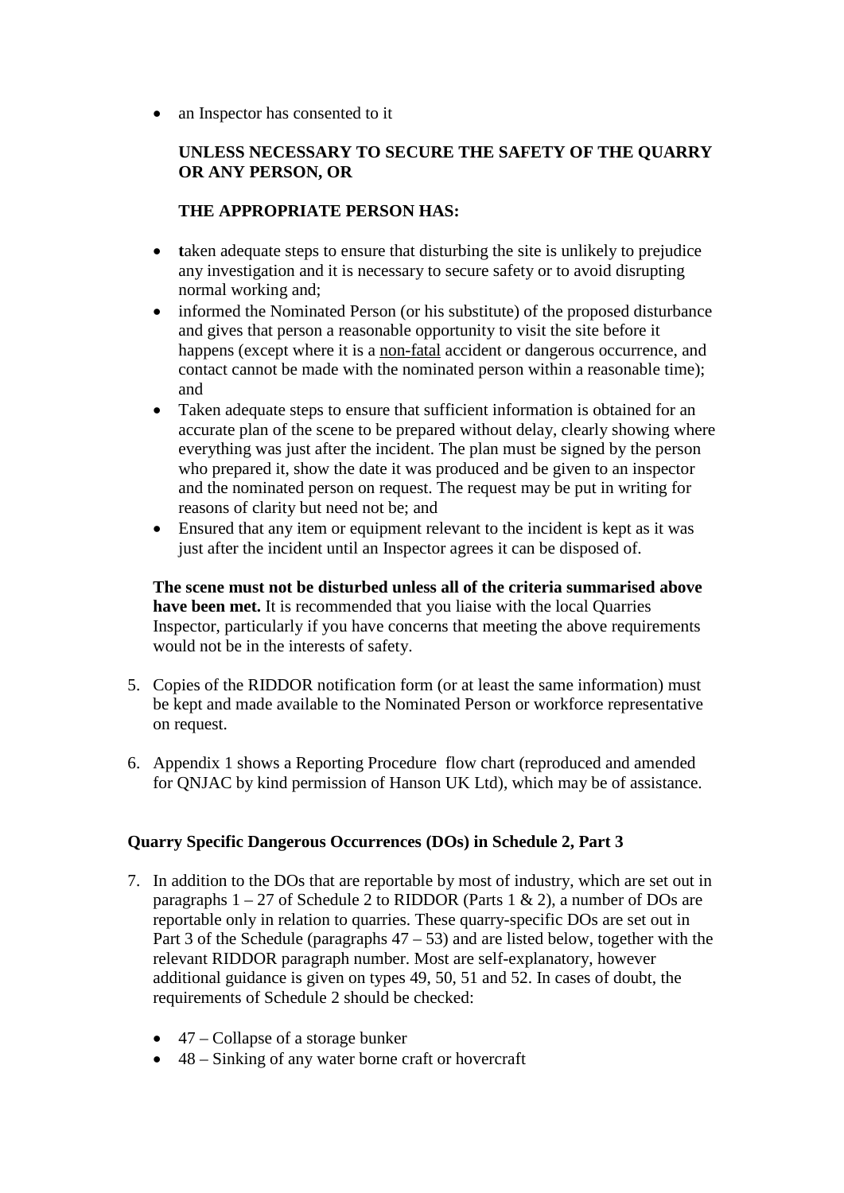- an Inspector has consented to it

**UNLESS NECESSARY TO SECURE THE SAFETY OF THE QUARRY OR ANY PERSON, OR**

**THE APPROPRIATE PERSON HAS:**

- **t**aken adequate steps to ensure that disturbing the site is unlikely to prejudice any investigation and it is necessary to secure safety or to avoid disrupting normal working and;
- informed the Nominated Person (or his substitute) of the proposed disturbance and gives that person a reasonable opportunity to visit the site before it happens (except where it is a <u>non-fatal</u> accident or dangerous occurrence, and contact cannot be made with the nominated person within a reasonable time); and
- Taken adequate steps to ensure that sufficient information is obtained for an accurate plan of the scene to be prepared without delay, clearly showing where everything was just after the incident. The plan must be signed by the person who prepared it, show the date it was produced and be given to an inspector and the nominated person on request. The request may be put in writing for reasons of clarity but need not be; and
- Ensured that any item or equipment relevant to the incident is kept as it was just after the incident until an Inspector agrees it can be disposed of.

**The scene must not be disturbed unless all of the criteria summarised above have been met.** It is recommended that you liaise with the local Quarries Inspector, particularly if you have concerns that meeting the above requirements would not be in the interests of safety.

5. Copies of the RIDDOR notification form (or at least the same information) must be kept and made available to the Nominated Person or workforce representative on request.

6. Appendix 1 shows a Reporting Procedure flow chart (reproduced and amended for QNJAC by kind permission of Hanson UK Ltd), which may be of assistance.

**Quarry Specific Dangerous Occurrences (DOs) in Schedule 2, Part 3**

7. In addition to the DOs that are reportable by most of industry, which are set out in paragraphs 1 – 27 of Schedule 2 to RIDDOR (Parts 1 & 2), a number of DOs are reportable only in relation to quarries. These quarry-specific DOs are set out in Part 3 of the Schedule (paragraphs 47 – 53) and are listed below, together with the relevant RIDDOR paragraph number. Most are self-explanatory, however additional guidance is given on types 49, 50, 51 and 52. In cases of doubt, the requirements of Schedule 2 should be checked:

   - 47 – Collapse of a storage bunker
   - 48 – Sinking of any water borne craft or hovercraft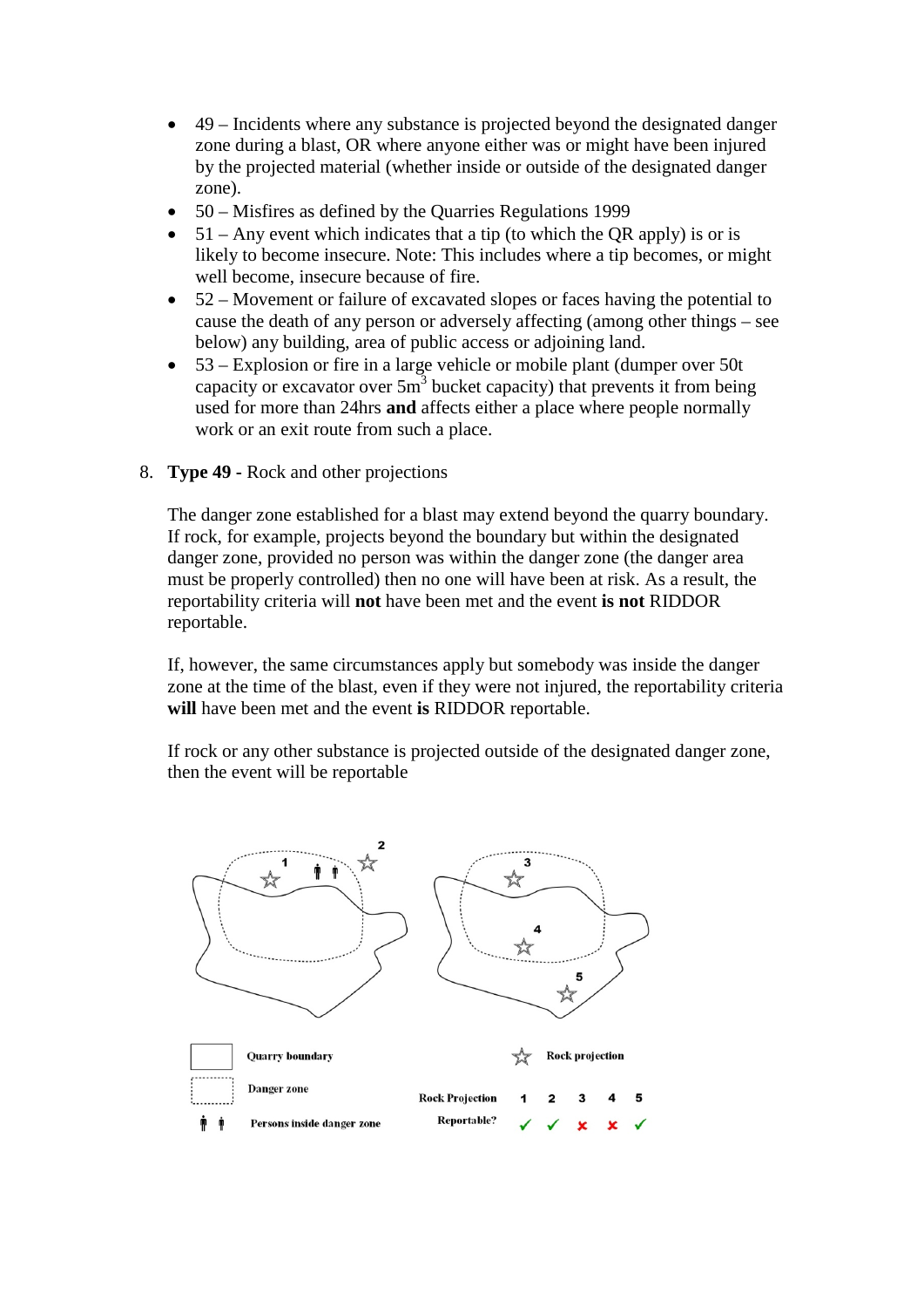- 49 – Incidents where any substance is projected beyond the designated danger zone during a blast, OR where anyone either was or might have been injured by the projected material (whether inside or outside of the designated danger zone).
- 50 – Misfires as defined by the Quarries Regulations 1999
- 51 – Any event which indicates that a tip (to which the QR apply) is or is likely to become insecure. Note: This includes where a tip becomes, or might well become, insecure because of fire.
- 52 – Movement or failure of excavated slopes or faces having the potential to cause the death of any person or adversely affecting (among other things – see below) any building, area of public access or adjoining land.
- 53 – Explosion or fire in a large vehicle or mobile plant (dumper over 50t capacity or excavator over 5m$^3$ bucket capacity) that prevents it from being used for more than 24hrs **and** affects either a place where people normally work or an exit route from such a place.

8. **Type 49 -** Rock and other projections

   The danger zone established for a blast may extend beyond the quarry boundary. If rock, for example, projects beyond the boundary but within the designated danger zone, provided no person was within the danger zone (the danger area must be properly controlled) then no one will have been at risk. As a result, the reportability criteria will **not** have been met and the event **is not** RIDDOR reportable.

   If, however, the same circumstances apply but somebody was inside the danger zone at the time of the blast, even if they were not injured, the reportability criteria **will** have been met and the event **is** RIDDOR reportable.

   If rock or any other substance is projected outside of the designated danger zone, then the event will be reportable

Quarry boundary

Danger zone

Persons inside danger zone

Rock projection

| Rock Projection | 1 | 2 | 3 | 4 | 5 |
|---|---|---|---|---|---|
| Reportable? | ✓ | ✓ | ✗ | ✗ | ✓ |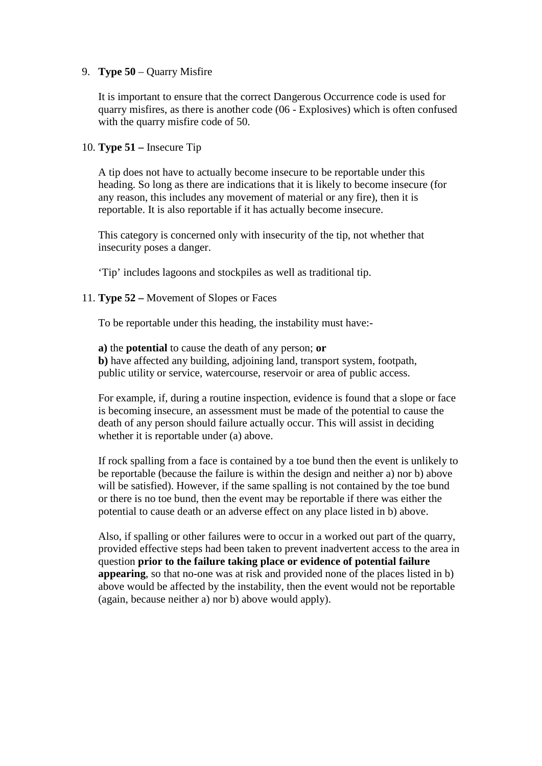9. **Type 50** – Quarry Misfire

   It is important to ensure that the correct Dangerous Occurrence code is used for quarry misfires, as there is another code (06 - Explosives) which is often confused with the quarry misfire code of 50.

10. **Type 51 –** Insecure Tip

    A tip does not have to actually become insecure to be reportable under this heading. So long as there are indications that it is likely to become insecure (for any reason, this includes any movement of material or any fire), then it is reportable. It is also reportable if it has actually become insecure.

    This category is concerned only with insecurity of the tip, not whether that insecurity poses a danger.

    'Tip' includes lagoons and stockpiles as well as traditional tip.

11. **Type 52 –** Movement of Slopes or Faces

    To be reportable under this heading, the instability must have:-

    **a)** the **potential** to cause the death of any person; **or**
    **b)** have affected any building, adjoining land, transport system, footpath, public utility or service, watercourse, reservoir or area of public access.

    For example, if, during a routine inspection, evidence is found that a slope or face is becoming insecure, an assessment must be made of the potential to cause the death of any person should failure actually occur. This will assist in deciding whether it is reportable under (a) above.

    If rock spalling from a face is contained by a toe bund then the event is unlikely to be reportable (because the failure is within the design and neither a) nor b) above will be satisfied). However, if the same spalling is not contained by the toe bund or there is no toe bund, then the event may be reportable if there was either the potential to cause death or an adverse effect on any place listed in b) above.

    Also, if spalling or other failures were to occur in a worked out part of the quarry, provided effective steps had been taken to prevent inadvertent access to the area in question **prior to the failure taking place or evidence of potential failure appearing**, so that no-one was at risk and provided none of the places listed in b) above would be affected by the instability, then the event would not be reportable (again, because neither a) nor b) above would apply).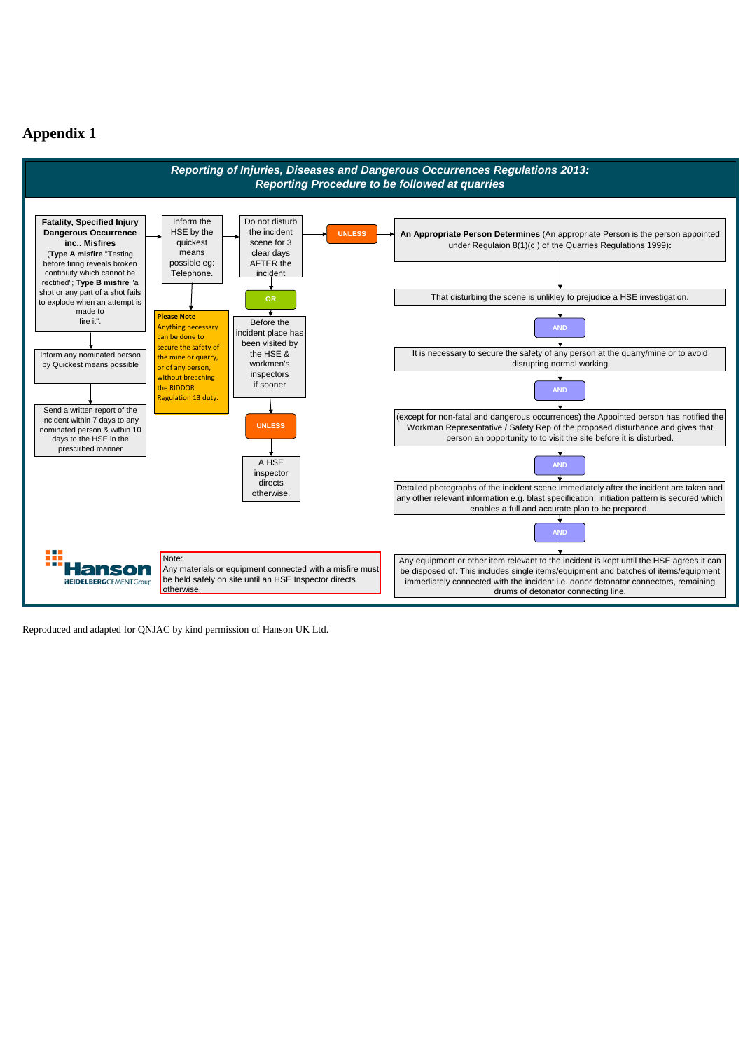# Appendix 1

***Reporting of Injuries, Diseases and Dangerous Occurrences Regulations 2013: Reporting Procedure to be followed at quarries***

**Fatality, Specified Injury Dangerous Occurrence inc.. Misfires**
(**Type A misfire** "Testing before firing reveals broken continuity which cannot be rectified"; **Type B misfire** "a shot or any part of a shot fails to explode when an attempt is made to fire it".

Inform any nominated person by Quickest means possible

Send a written report of the incident within 7 days to any nominated person & within 10 days to the HSE in the prescirbed manner

Inform the HSE by the quickest means possible eg: Telephone.

**Please Note**
Anything necessary can be done to secure the safety of the mine or quarry, or of any person, without breaching the RIDDOR Regulation 13 duty.

Do not disturb the incident scene for 3 clear days AFTER the incident

OR

Before the incident place has been visited by the HSE & workmen's inspectors if sooner

UNLESS

A HSE inspector directs otherwise.

UNLESS

**An Appropriate Person Determines** (An appropriate Person is the person appointed under Regulaion 8(1)(c ) of the Quarries Regulations 1999)**:**

That disturbing the scene is unlikley to prejudice a HSE investigation.

AND

It is necessary to secure the safety of any person at the quarry/mine or to avoid disrupting normal working

AND

(except for non-fatal and dangerous occurrences) the Appointed person has notified the Workman Representative / Safety Rep of the proposed disturbance and gives that person an opportunity to to visit the site before it is disturbed.

AND

Detailed photographs of the incident scene immediately after the incident are taken and any other relevant information e.g. blast specification, initiation pattern is secured which enables a full and accurate plan to be prepared.

AND

Any equipment or other item relevant to the incident is kept until the HSE agrees it can be disposed of. This includes single items/equipment and batches of items/equipment immediately connected with the incident i.e. donor detonator connectors, remaining drums of detonator connecting line.

Note:
Any materials or equipment connected with a misfire must be held safely on site until an HSE Inspector directs otherwise.

Hanson
HEIDELBERGCEMENT Group

Reproduced and adapted for QNJAC by kind permission of Hanson UK Ltd.